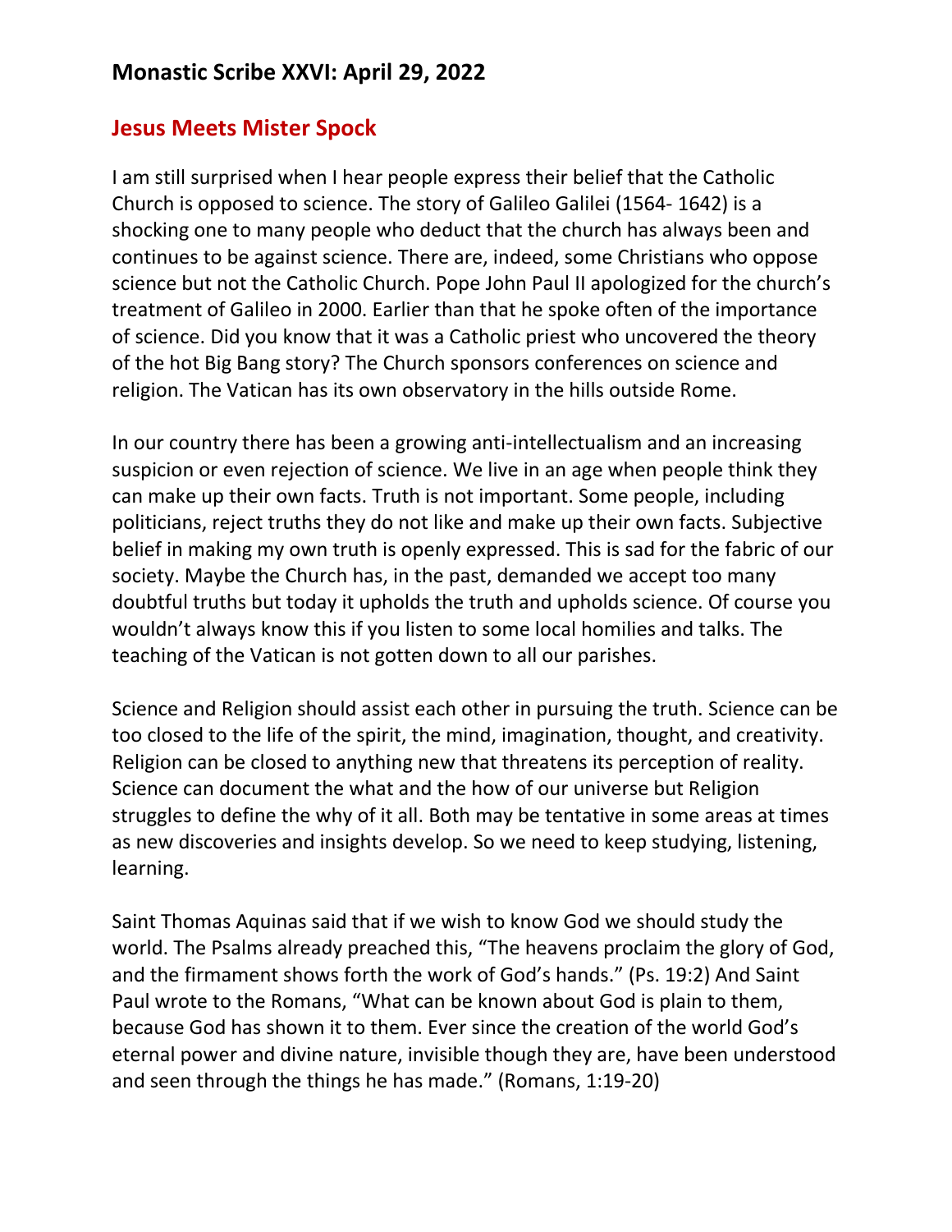## Monastic Scribe XXVI: April 29, 2022

### Jesus Meets Mister Spock

I am still surprised when I hear people express their belief that the Catholic Church is opposed to science. The story of Galileo Galilei (1564- 1642) is a shocking one to many people who deduct that the church has always been and continues to be against science. There are, indeed, some Christians who oppose science but not the Catholic Church. Pope John Paul II apologized for the church's treatment of Galileo in 2000. Earlier than that he spoke often of the importance of science. Did you know that it was a Catholic priest who uncovered the theory of the hot Big Bang story? The Church sponsors conferences on science and religion. The Vatican has its own observatory in the hills outside Rome.

In our country there has been a growing anti-intellectualism and an increasing suspicion or even rejection of science. We live in an age when people think they can make up their own facts. Truth is not important. Some people, including politicians, reject truths they do not like and make up their own facts. Subjective belief in making my own truth is openly expressed. This is sad for the fabric of our society. Maybe the Church has, in the past, demanded we accept too many doubtful truths but today it upholds the truth and upholds science. Of course you wouldn't always know this if you listen to some local homilies and talks. The teaching of the Vatican is not gotten down to all our parishes.

Science and Religion should assist each other in pursuing the truth. Science can be too closed to the life of the spirit, the mind, imagination, thought, and creativity. Religion can be closed to anything new that threatens its perception of reality. Science can document the what and the how of our universe but Religion struggles to define the why of it all. Both may be tentative in some areas at times as new discoveries and insights develop. So we need to keep studying, listening, learning.

Saint Thomas Aquinas said that if we wish to know God we should study the world. The Psalms already preached this, "The heavens proclaim the glory of God, and the firmament shows forth the work of God's hands." (Ps. 19:2) And Saint Paul wrote to the Romans, "What can be known about God is plain to them, because God has shown it to them. Ever since the creation of the world God's eternal power and divine nature, invisible though they are, have been understood and seen through the things he has made." (Romans, 1:19-20)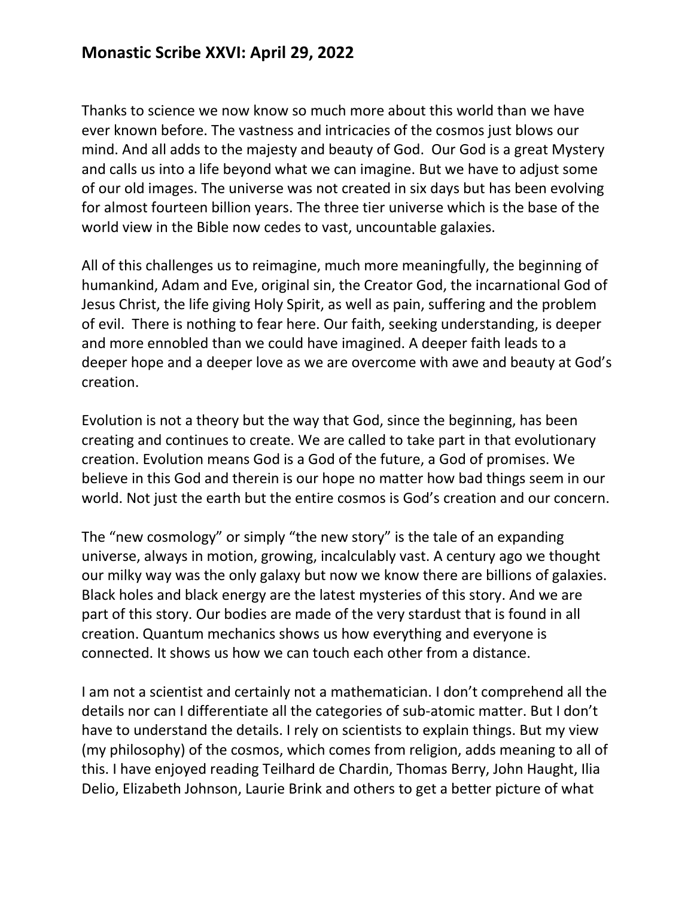## Monastic Scribe XXVI: April 29, 2022

Thanks to science we now know so much more about this world than we have ever known before. The vastness and intricacies of the cosmos just blows our mind. And all adds to the majesty and beauty of God. Our God is a great Mystery and calls us into a life beyond what we can imagine. But we have to adjust some of our old images. The universe was not created in six days but has been evolving for almost fourteen billion years. The three tier universe which is the base of the world view in the Bible now cedes to vast, uncountable galaxies.

All of this challenges us to reimagine, much more meaningfully, the beginning of humankind, Adam and Eve, original sin, the Creator God, the incarnational God of Jesus Christ, the life giving Holy Spirit, as well as pain, suffering and the problem of evil. There is nothing to fear here. Our faith, seeking understanding, is deeper and more ennobled than we could have imagined. A deeper faith leads to a deeper hope and a deeper love as we are overcome with awe and beauty at God's creation.

Evolution is not a theory but the way that God, since the beginning, has been creating and continues to create. We are called to take part in that evolutionary creation. Evolution means God is a God of the future, a God of promises. We believe in this God and therein is our hope no matter how bad things seem in our world. Not just the earth but the entire cosmos is God's creation and our concern.

The "new cosmology" or simply "the new story" is the tale of an expanding universe, always in motion, growing, incalculably vast. A century ago we thought our milky way was the only galaxy but now we know there are billions of galaxies. Black holes and black energy are the latest mysteries of this story. And we are part of this story. Our bodies are made of the very stardust that is found in all creation. Quantum mechanics shows us how everything and everyone is connected. It shows us how we can touch each other from a distance.

I am not a scientist and certainly not a mathematician. I don't comprehend all the details nor can I differentiate all the categories of sub-atomic matter. But I don't have to understand the details. I rely on scientists to explain things. But my view (my philosophy) of the cosmos, which comes from religion, adds meaning to all of this. I have enjoyed reading Teilhard de Chardin, Thomas Berry, John Haught, Ilia Delio, Elizabeth Johnson, Laurie Brink and others to get a better picture of what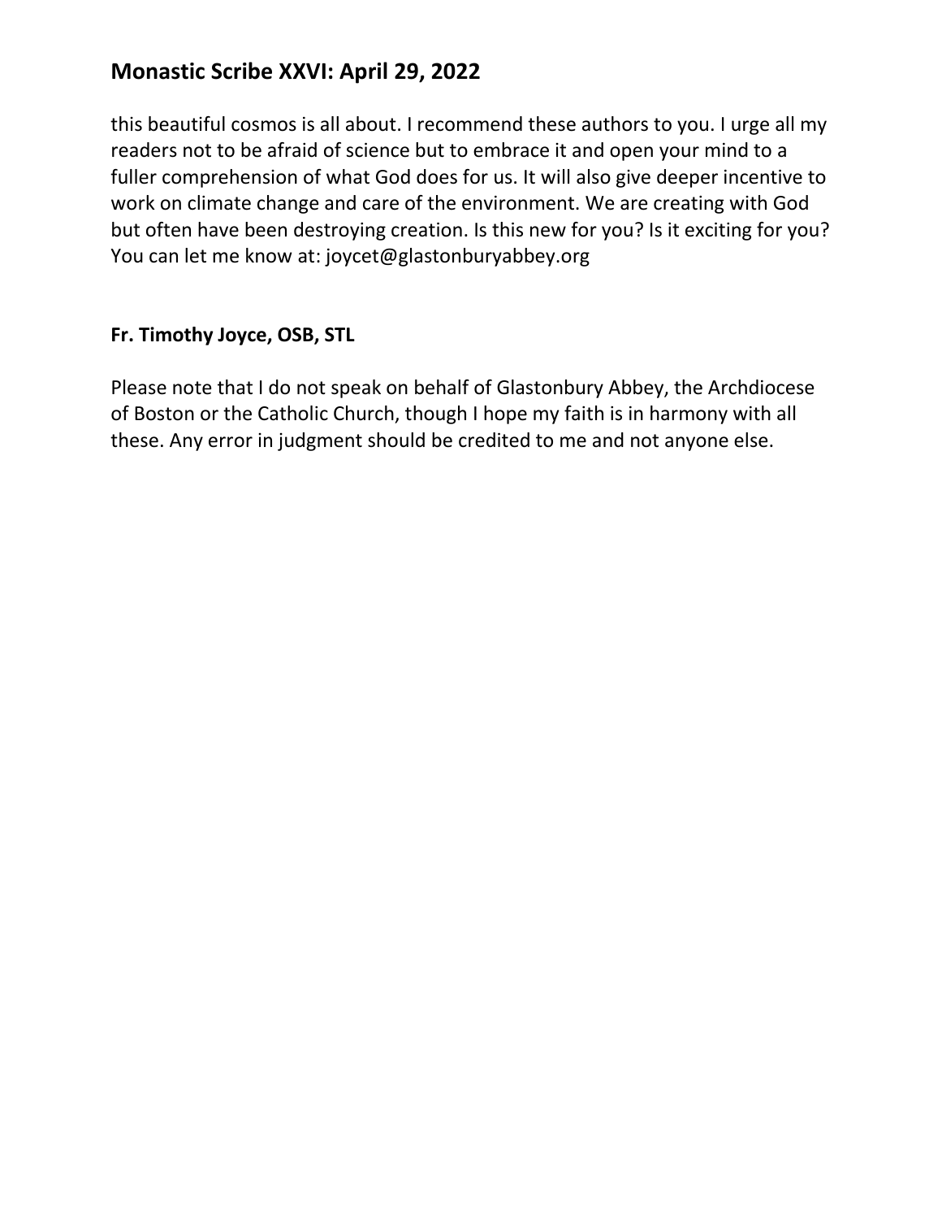this beautiful cosmos is all about. I recommend these authors to you. I urge all my readers not to be afraid of science but to embrace it and open your mind to a fuller comprehension of what God does for us. It will also give deeper incentive to work on climate change and care of the environment. We are creating with God but often have been destroying creation. Is this new for you? Is it exciting for you? You can let me know at: joycet@glastonburyabbey.org

**Fr. Timothy Joyce, OSB, STL**

Please note that I do not speak on behalf of Glastonbury Abbey, the Archdiocese of Boston or the Catholic Church, though I hope my faith is in harmony with all these. Any error in judgment should be credited to me and not anyone else.